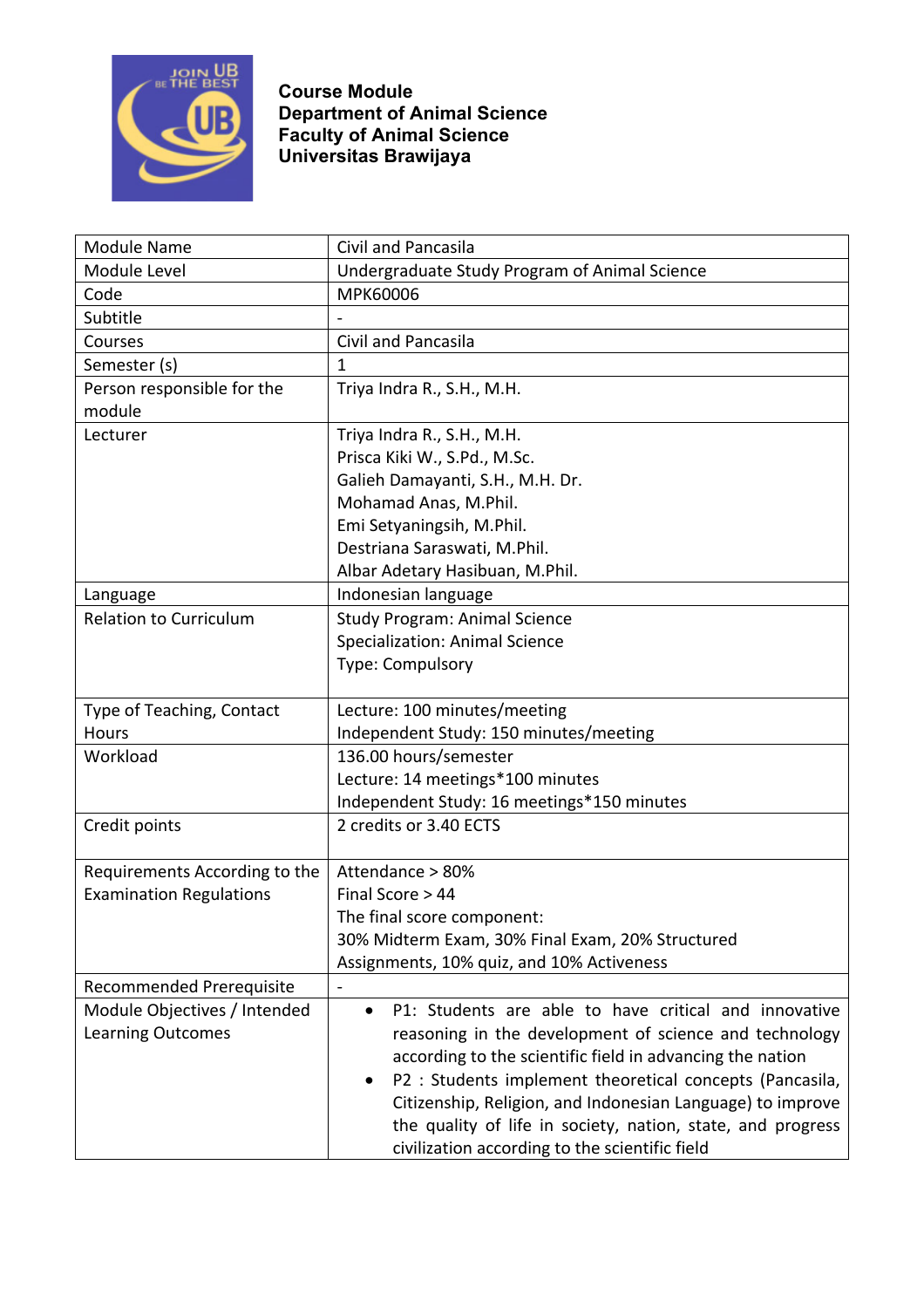**Course Module**
**Department of Animal Science**
**Faculty of Animal Science**
**Universitas Brawijaya**

| | |
|---|---|
| Module Name | Civil and Pancasila |
| Module Level | Undergraduate Study Program of Animal Science |
| Code | MPK60006 |
| Subtitle | - |
| Courses | Civil and Pancasila |
| Semester (s) | 1 |
| Person responsible for the module | Triya Indra R., S.H., M.H. |
| Lecturer | Triya Indra R., S.H., M.H.<br>Prisca Kiki W., S.Pd., M.Sc.<br>Galieh Damayanti, S.H., M.H. Dr.<br>Mohamad Anas, M.Phil.<br>Emi Setyaningsih, M.Phil.<br>Destriana Saraswati, M.Phil.<br>Albar Adetary Hasibuan, M.Phil. |
| Language | Indonesian language |
| Relation to Curriculum | Study Program: Animal Science<br>Specialization: Animal Science<br>Type: Compulsory |
| Type of Teaching, Contact Hours | Lecture: 100 minutes/meeting<br>Independent Study: 150 minutes/meeting |
| Workload | 136.00 hours/semester<br>Lecture: 14 meetings*100 minutes<br>Independent Study: 16 meetings*150 minutes |
| Credit points | 2 credits or 3.40 ECTS |
| Requirements According to the Examination Regulations | Attendance > 80%<br>Final Score > 44<br>The final score component:<br>30% Midterm Exam, 30% Final Exam, 20% Structured Assignments, 10% quiz, and 10% Activeness |
| Recommended Prerequisite | - |
| Module Objectives / Intended Learning Outcomes | • P1: Students are able to have critical and innovative reasoning in the development of science and technology according to the scientific field in advancing the nation<br>• P2 : Students implement theoretical concepts (Pancasila, Citizenship, Religion, and Indonesian Language) to improve the quality of life in society, nation, state, and progress civilization according to the scientific field |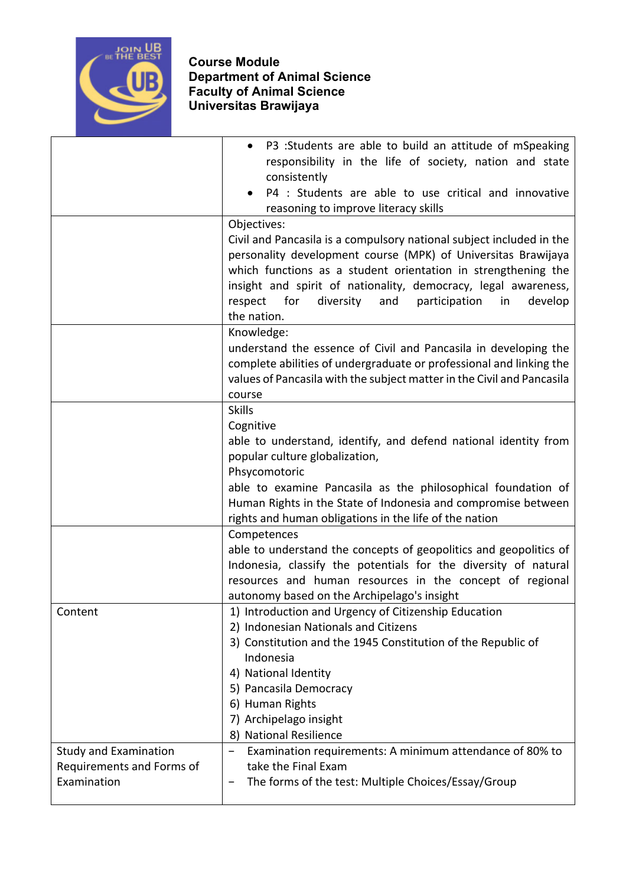**Course Module**
**Department of Animal Science**
**Faculty of Animal Science**
**Universitas Brawijaya**

| | |
|---|---|
| | • P3 :Students are able to build an attitude of mSpeaking responsibility in the life of society, nation and state consistently<br>• P4 : Students are able to use critical and innovative reasoning to improve literacy skills |
| | Objectives:<br>Civil and Pancasila is a compulsory national subject included in the personality development course (MPK) of Universitas Brawijaya which functions as a student orientation in strengthening the insight and spirit of nationality, democracy, legal awareness, respect for diversity and participation in develop the nation. |
| | Knowledge:<br>understand the essence of Civil and Pancasila in developing the complete abilities of undergraduate or professional and linking the values of Pancasila with the subject matter in the Civil and Pancasila course |
| | Skills<br>Cognitive<br>able to understand, identify, and defend national identity from popular culture globalization,<br>Phsycomotoric<br>able to examine Pancasila as the philosophical foundation of Human Rights in the State of Indonesia and compromise between rights and human obligations in the life of the nation |
| | Competences<br>able to understand the concepts of geopolitics and geopolitics of Indonesia, classify the potentials for the diversity of natural resources and human resources in the concept of regional autonomy based on the Archipelago's insight |
| Content | 1) Introduction and Urgency of Citizenship Education<br>2) Indonesian Nationals and Citizens<br>3) Constitution and the 1945 Constitution of the Republic of Indonesia<br>4) National Identity<br>5) Pancasila Democracy<br>6) Human Rights<br>7) Archipelago insight<br>8) National Resilience |
| Study and Examination Requirements and Forms of Examination | − Examination requirements: A minimum attendance of 80% to take the Final Exam<br>− The forms of the test: Multiple Choices/Essay/Group |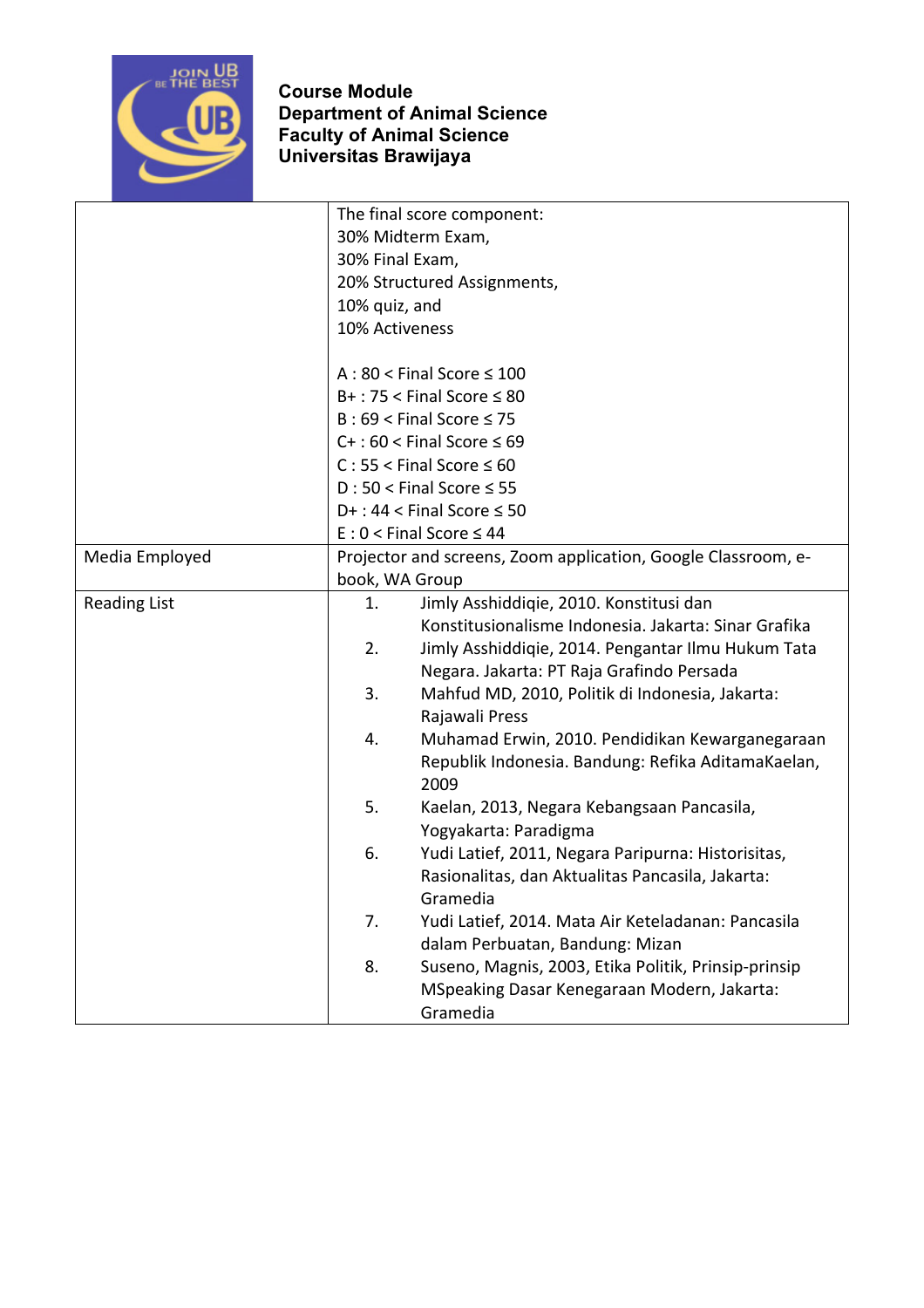**Course Module**
**Department of Animal Science**
**Faculty of Animal Science**
**Universitas Brawijaya**

| | |
|---|---|
| | The final score component:<br>30% Midterm Exam,<br>30% Final Exam,<br>20% Structured Assignments,<br>10% quiz, and<br>10% Activeness<br><br>A : 80 < Final Score ≤ 100<br>B+ : 75 < Final Score ≤ 80<br>B : 69 < Final Score ≤ 75<br>C+ : 60 < Final Score ≤ 69<br>C : 55 < Final Score ≤ 60<br>D : 50 < Final Score ≤ 55<br>D+ : 44 < Final Score ≤ 50<br>E : 0 < Final Score ≤ 44 |
| Media Employed | Projector and screens, Zoom application, Google Classroom, e-book, WA Group |
| Reading List | 1. Jimly Asshiddiqie, 2010. Konstitusi dan Konstitusionalisme Indonesia. Jakarta: Sinar Grafika<br>2. Jimly Asshiddiqie, 2014. Pengantar Ilmu Hukum Tata Negara. Jakarta: PT Raja Grafindo Persada<br>3. Mahfud MD, 2010, Politik di Indonesia, Jakarta: Rajawali Press<br>4. Muhamad Erwin, 2010. Pendidikan Kewarganegaraan Republik Indonesia. Bandung: Refika AditamaKaelan, 2009<br>5. Kaelan, 2013, Negara Kebangsaan Pancasila, Yogyakarta: Paradigma<br>6. Yudi Latief, 2011, Negara Paripurna: Historisitas, Rasionalitas, dan Aktualitas Pancasila, Jakarta: Gramedia<br>7. Yudi Latief, 2014. Mata Air Keteladanan: Pancasila dalam Perbuatan, Bandung: Mizan<br>8. Suseno, Magnis, 2003, Etika Politik, Prinsip-prinsip MSpeaking Dasar Kenegaraan Modern, Jakarta: Gramedia |